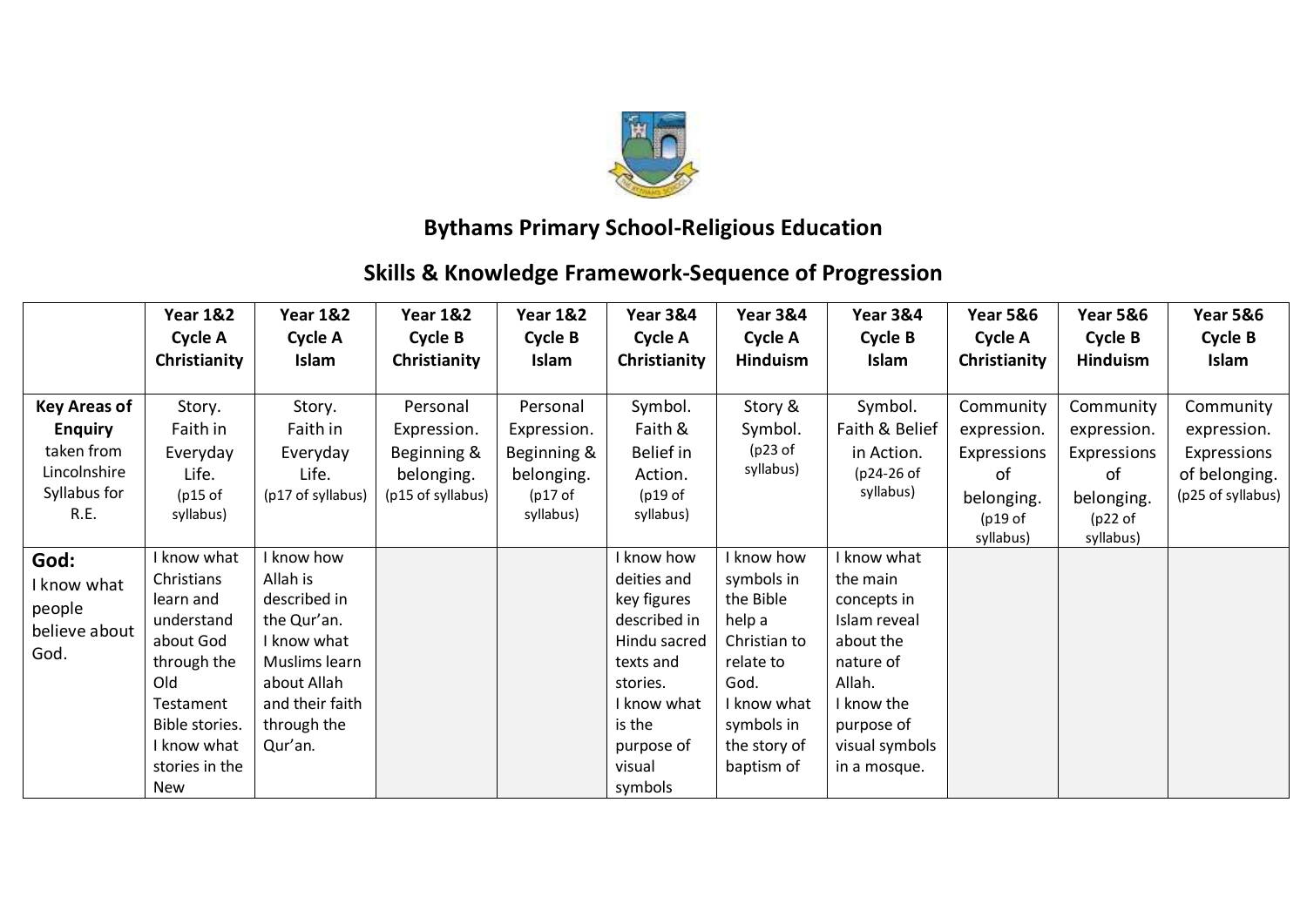# Bythams Primary School-Religious Education

## Skills & Knowledge Framework-Sequence of Progression

| | Year 1&2 Cycle A Christianity | Year 1&2 Cycle A Islam | Year 1&2 Cycle B Christianity | Year 1&2 Cycle B Islam | Year 3&4 Cycle A Christianity | Year 3&4 Cycle A Hinduism | Year 3&4 Cycle B Islam | Year 5&6 Cycle A Christianity | Year 5&6 Cycle B Hinduism | Year 5&6 Cycle B Islam |
|---|---|---|---|---|---|---|---|---|---|---|
| **Key Areas of Enquiry** taken from Lincolnshire Syllabus for R.E. | Story. Faith in Everyday Life. (p15 of syllabus) | Story. Faith in Everyday Life. (p17 of syllabus) | Personal Expression. Beginning & belonging. (p15 of syllabus) | Personal Expression. Beginning & belonging. (p17 of syllabus) | Symbol. Faith & Belief in Action. (p19 of syllabus) | Story & Symbol. (p23 of syllabus) | Symbol. Faith & Belief in Action. (p24-26 of syllabus) | Community expression. Expressions of belonging. (p19 of syllabus) | Community expression. Expressions of belonging. (p22 of syllabus) | Community expression. Expressions of belonging. (p25 of syllabus) |
| **God:** I know what people believe about God. | I know what Christians learn and understand about God through the Old Testament Bible stories. I know what stories in the New | I know how Allah is described in the Qur'an. I know what Muslims learn about Allah and their faith through the Qur'an. | | | I know how deities and key figures described in Hindu sacred texts and stories. I know what is the purpose of visual symbols | I know how symbols in the Bible help a Christian to relate to God. I know what symbols in the story of baptism of | I know what the main concepts in Islam reveal about the nature of Allah. I know the purpose of visual symbols in a mosque. | | | |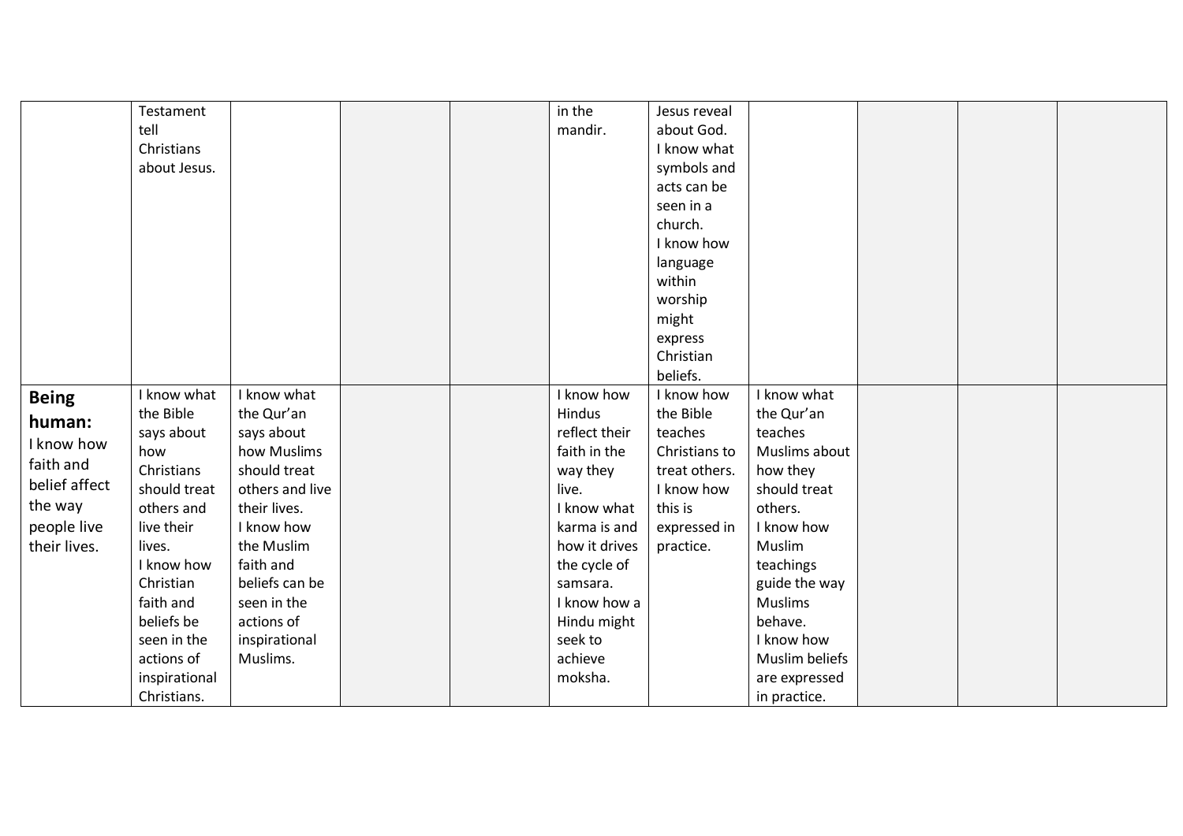| | | | | | | | | | | |
|---|---|---|---|---|---|---|---|---|---|---|
| | Testament tell Christians about Jesus. | | | | in the mandir. | Jesus reveal about God. I know what symbols and acts can be seen in a church. I know how language within worship might express Christian beliefs. | | | | |
| **Being human:** I know how faith and belief affect the way people live their lives. | I know what the Bible says about how Christians should treat others and live their lives. I know how Christian faith and beliefs be seen in the actions of inspirational Christians. | I know what the Qur'an says about how Muslims should treat others and live their lives. I know how the Muslim faith and beliefs can be seen in the actions of inspirational Muslims. | | | I know how Hindus reflect their faith in the way they live. I know what karma is and how it drives the cycle of samsara. I know how a Hindu might seek to achieve moksha. | I know how the Bible teaches Christians to treat others. I know how this is expressed in practice. | I know what the Qur'an teaches Muslims about how they should treat others. I know how Muslim teachings guide the way Muslims behave. I know how Muslim beliefs are expressed in practice. | | | |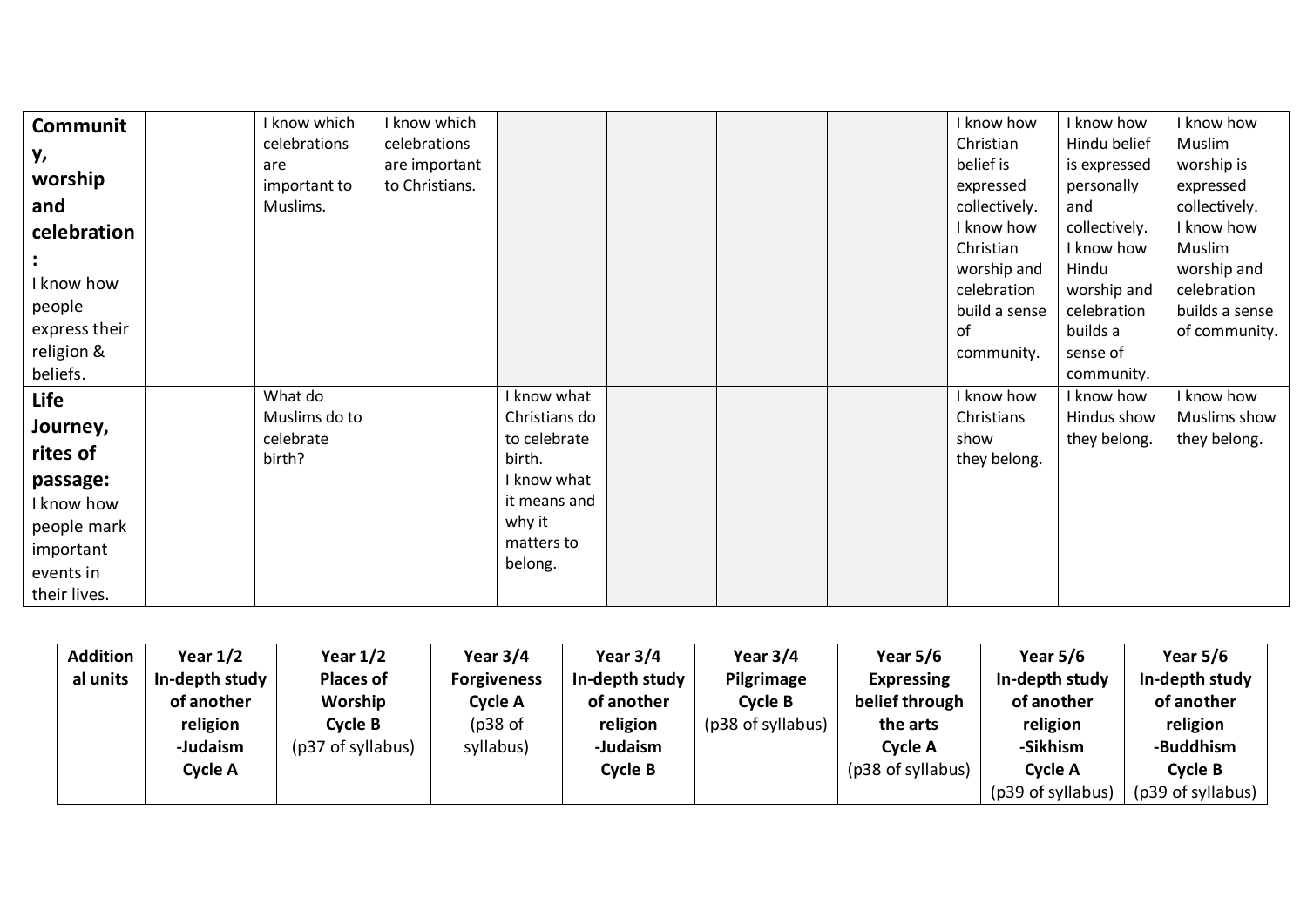| | | | | | | | | | | |
|---|---|---|---|---|---|---|---|---|---|---|
| **Community, worship and celebration:** I know how people express their religion & beliefs. | | I know which celebrations are important to Muslims. | I know which celebrations are important to Christians. | | | | | I know how Christian belief is expressed collectively. I know how Christian worship and celebration build a sense of community. | I know how Hindu belief is expressed personally and collectively. I know how Hindu worship and celebration builds a sense of community. | I know how Muslim worship is expressed collectively. I know how Muslim worship and celebration builds a sense of community. |
| **Life Journey, rites of passage:** I know how people mark important events in their lives. | | What do Muslims do to celebrate birth? | | I know what Christians do to celebrate birth. I know what it means and why it matters to belong. | | | | I know how Christians show they belong. | I know how Hindus show they belong. | I know how Muslims show they belong. |

| **Additional units** | **Year 1/2 In-depth study of another religion -Judaism Cycle A** | **Year 1/2 Places of Worship Cycle B** (p37 of syllabus) | **Year 3/4 Forgiveness Cycle A** (p38 of syllabus) | **Year 3/4 In-depth study of another religion -Judaism Cycle B** | **Year 3/4 Pilgrimage Cycle B** (p38 of syllabus) | **Year 5/6 Expressing belief through the arts Cycle A** (p38 of syllabus) | **Year 5/6 In-depth study of another religion -Sikhism Cycle A** (p39 of syllabus) | **Year 5/6 In-depth study of another religion -Buddhism Cycle B** (p39 of syllabus) |
|---|---|---|---|---|---|---|---|---|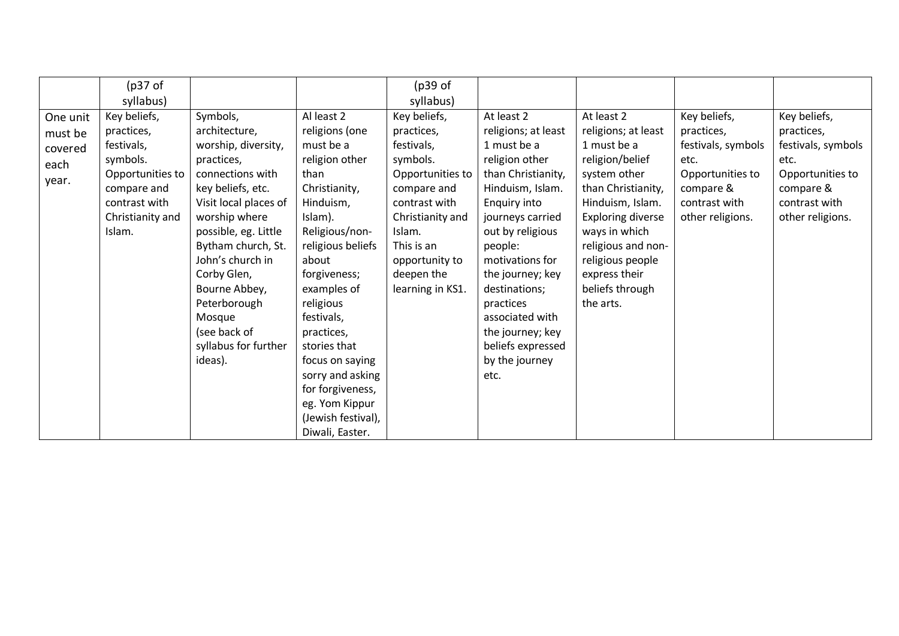| | (p37 of syllabus) | | | (p39 of syllabus) | | | | |
|---|---|---|---|---|---|---|---|---|
| One unit must be covered each year. | Key beliefs, practices, festivals, symbols. Opportunities to compare and contrast with Christianity and Islam. | Symbols, architecture, worship, diversity, practices, connections with key beliefs, etc. Visit local places of worship where possible, eg. Little Bytham church, St. John's church in Corby Glen, Bourne Abbey, Peterborough Mosque (see back of syllabus for further ideas). | Al least 2 religions (one must be a religion other than Christianity, Hinduism, Islam). Religious/non-religious beliefs about forgiveness; examples of religious festivals, practices, stories that focus on saying sorry and asking for forgiveness, eg. Yom Kippur (Jewish festival), Diwali, Easter. | Key beliefs, practices, festivals, symbols. Opportunities to compare and contrast with Christianity and Islam. This is an opportunity to deepen the learning in KS1. | At least 2 religions; at least 1 must be a religion other than Christianity, Hinduism, Islam. Enquiry into journeys carried out by religious people: motivations for the journey; key destinations; practices associated with the journey; key beliefs expressed by the journey etc. | At least 2 religions; at least 1 must be a religion/belief system other than Christianity, Hinduism, Islam. Exploring diverse ways in which religious and non-religious people express their beliefs through the arts. | Key beliefs, practices, festivals, symbols etc. Opportunities to compare & contrast with other religions. | Key beliefs, practices, festivals, symbols etc. Opportunities to compare & contrast with other religions. |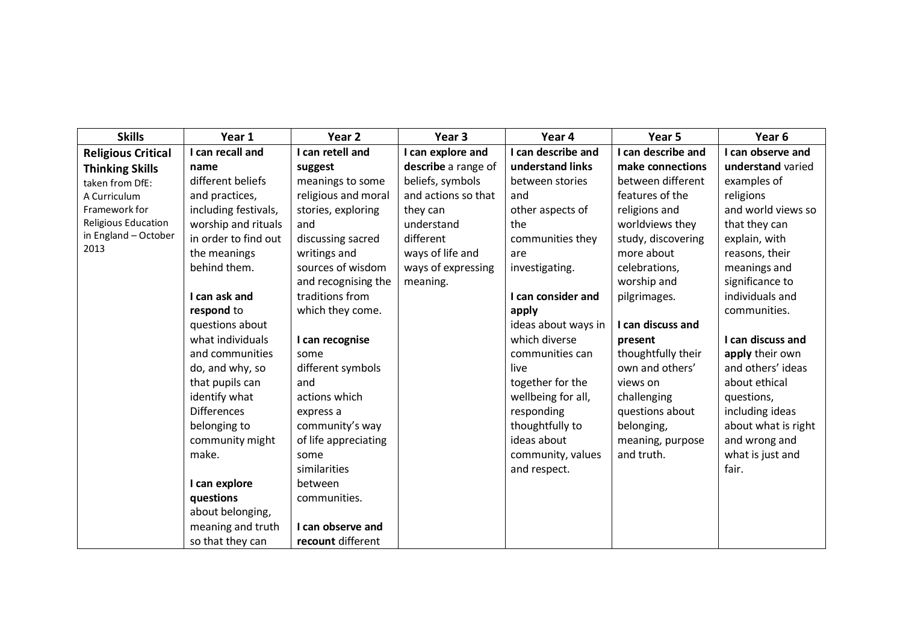| Skills | Year 1 | Year 2 | Year 3 | Year 4 | Year 5 | Year 6 |
| --- | --- | --- | --- | --- | --- | --- |
| **Religious Critical Thinking Skills** taken from DfE: A Curriculum Framework for Religious Education in England – October 2013 | **I can recall and name** different beliefs and practices, including festivals, worship and rituals in order to find out the meanings behind them.<br><br>**I can ask and respond** to questions about what individuals and communities do, and why, so that pupils can identify what Differences belonging to community might make.<br><br>**I can explore questions** about belonging, meaning and truth so that they can | **I can retell and suggest** meanings to some religious and moral stories, exploring and discussing sacred writings and sources of wisdom and recognising the traditions from which they come.<br><br>**I can recognise** some different symbols and actions which express a community's way of life appreciating some similarities between communities.<br><br>**I can observe and recount** different | **I can explore and describe** a range of beliefs, symbols and actions so that they can understand different ways of life and ways of expressing meaning. | **I can describe and understand links** between stories and other aspects of the communities they are investigating.<br><br>**I can consider and apply** ideas about ways in which diverse communities can live together for the wellbeing for all, responding thoughtfully to ideas about community, values and respect. | **I can describe and make connections** between different features of the religions and worldviews they study, discovering more about celebrations, worship and pilgrimages.<br><br>**I can discuss and present** thoughtfully their own and others' views on challenging questions about belonging, meaning, purpose and truth. | **I can observe and understand** varied examples of religions and world views so that they can explain, with reasons, their meanings and significance to individuals and communities.<br><br>**I can discuss and apply** their own and others' ideas about ethical questions, including ideas about what is right and wrong and what is just and fair. |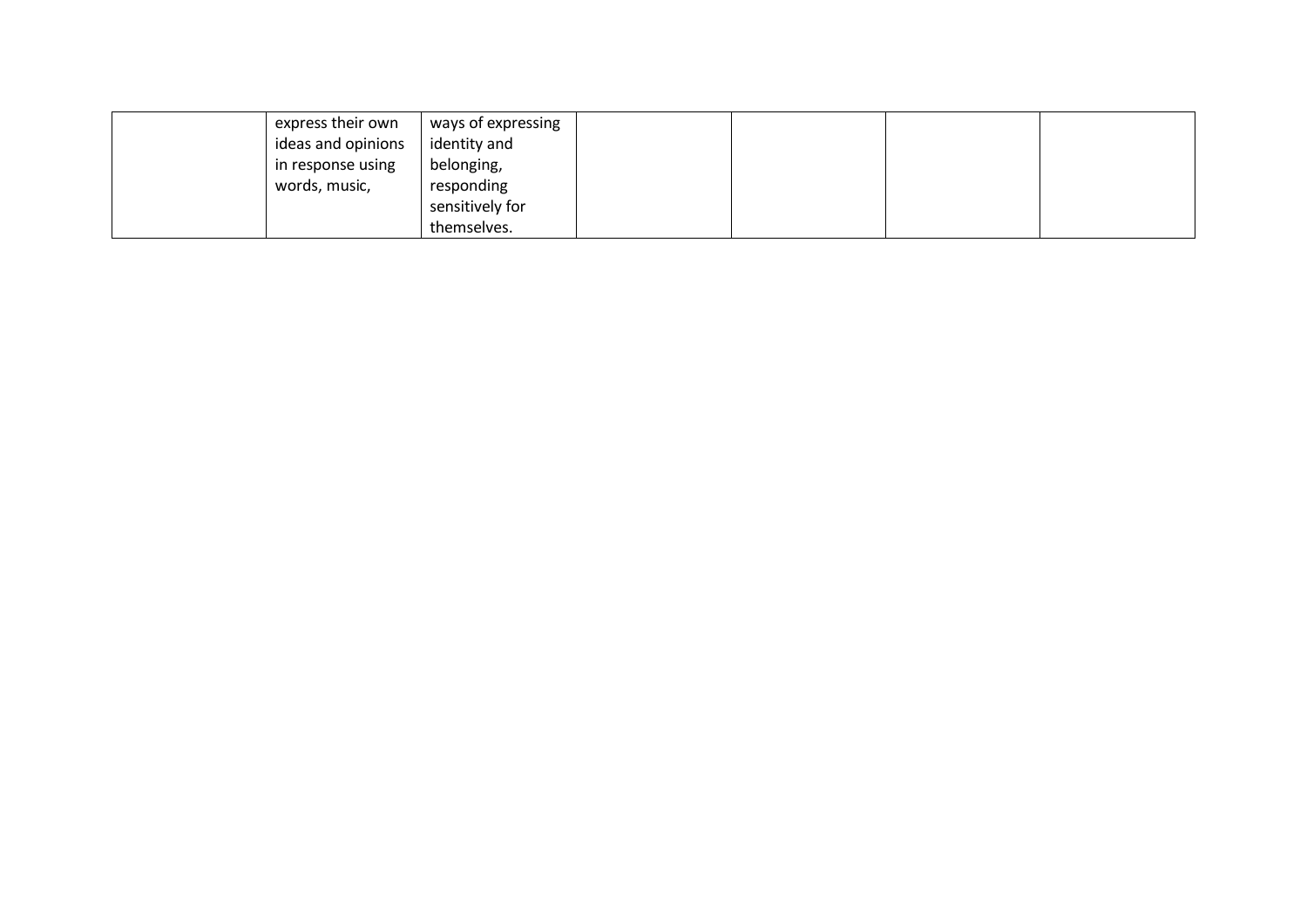| | | | | | | |
|---|---|---|---|---|---|---|
| | express their own ideas and opinions in response using words, music, | ways of expressing identity and belonging, responding sensitively for themselves. | | | | |